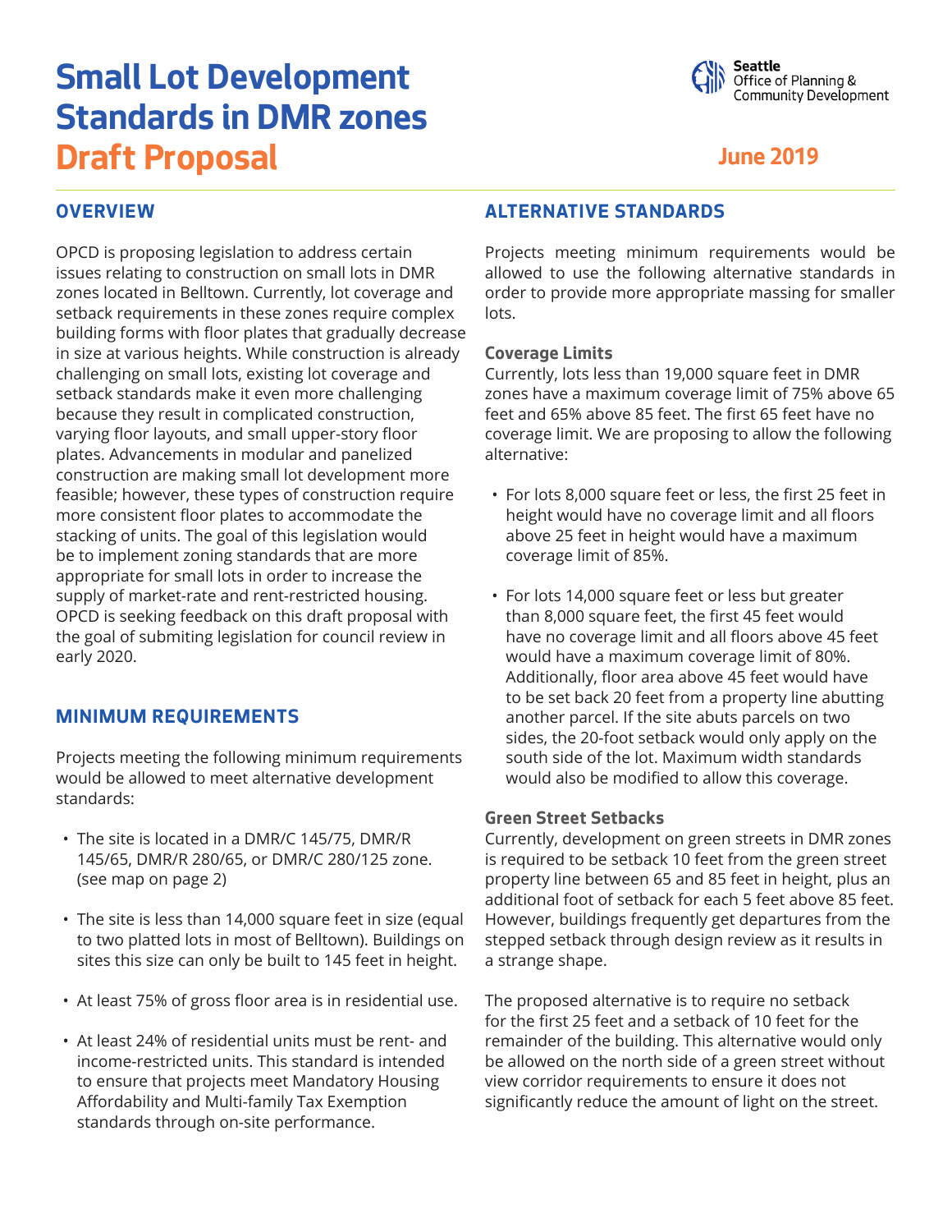# Small Lot Development Standards in DMR zones
# Draft Proposal

Seattle Office of Planning & Community Development

June 2019

## OVERVIEW

OPCD is proposing legislation to address certain issues relating to construction on small lots in DMR zones located in Belltown. Currently, lot coverage and setback requirements in these zones require complex building forms with floor plates that gradually decrease in size at various heights. While construction is already challenging on small lots, existing lot coverage and setback standards make it even more challenging because they result in complicated construction, varying floor layouts, and small upper-story floor plates. Advancements in modular and panelized construction are making small lot development more feasible; however, these types of construction require more consistent floor plates to accommodate the stacking of units. The goal of this legislation would be to implement zoning standards that are more appropriate for small lots in order to increase the supply of market-rate and rent-restricted housing. OPCD is seeking feedback on this draft proposal with the goal of submiting legislation for council review in early 2020.

## MINIMUM REQUIREMENTS

Projects meeting the following minimum requirements would be allowed to meet alternative development standards:

- The site is located in a DMR/C 145/75, DMR/R 145/65, DMR/R 280/65, or DMR/C 280/125 zone. (see map on page 2)
- The site is less than 14,000 square feet in size (equal to two platted lots in most of Belltown). Buildings on sites this size can only be built to 145 feet in height.
- At least 75% of gross floor area is in residential use.
- At least 24% of residential units must be rent- and income-restricted units. This standard is intended to ensure that projects meet Mandatory Housing Affordability and Multi-family Tax Exemption standards through on-site performance.

## ALTERNATIVE STANDARDS

Projects meeting minimum requirements would be allowed to use the following alternative standards in order to provide more appropriate massing for smaller lots.

### Coverage Limits

Currently, lots less than 19,000 square feet in DMR zones have a maximum coverage limit of 75% above 65 feet and 65% above 85 feet. The first 65 feet have no coverage limit. We are proposing to allow the following alternative:

- For lots 8,000 square feet or less, the first 25 feet in height would have no coverage limit and all floors above 25 feet in height would have a maximum coverage limit of 85%.
- For lots 14,000 square feet or less but greater than 8,000 square feet, the first 45 feet would have no coverage limit and all floors above 45 feet would have a maximum coverage limit of 80%. Additionally, floor area above 45 feet would have to be set back 20 feet from a property line abutting another parcel. If the site abuts parcels on two sides, the 20-foot setback would only apply on the south side of the lot. Maximum width standards would also be modified to allow this coverage.

### Green Street Setbacks

Currently, development on green streets in DMR zones is required to be setback 10 feet from the green street property line between 65 and 85 feet in height, plus an additional foot of setback for each 5 feet above 85 feet. However, buildings frequently get departures from the stepped setback through design review as it results in a strange shape.

The proposed alternative is to require no setback for the first 25 feet and a setback of 10 feet for the remainder of the building. This alternative would only be allowed on the north side of a green street without view corridor requirements to ensure it does not significantly reduce the amount of light on the street.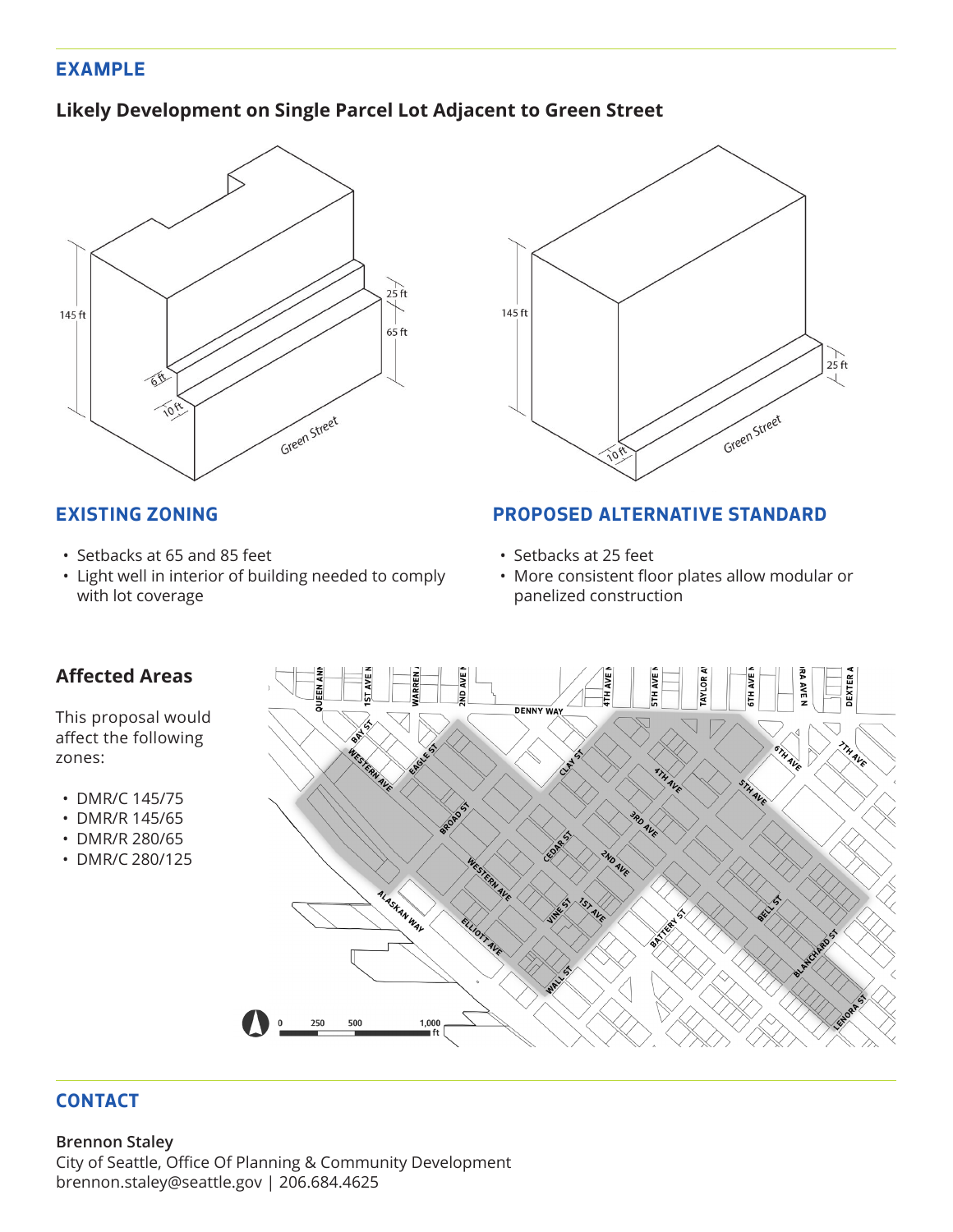## EXAMPLE

### Likely Development on Single Parcel Lot Adjacent to Green Street

145 ft
25 ft
65 ft
6 ft
10 ft
Green Street

145 ft
25 ft
10 ft
Green Street

### EXISTING ZONING

- Setbacks at 65 and 85 feet
- Light well in interior of building needed to comply with lot coverage

### PROPOSED ALTERNATIVE STANDARD

- Setbacks at 25 feet
- More consistent floor plates allow modular or panelized construction

### Affected Areas

This proposal would affect the following zones:

- DMR/C 145/75
- DMR/R 145/65
- DMR/R 280/65
- DMR/C 280/125

## CONTACT

**Brennon Staley**
City of Seattle, Office Of Planning & Community Development
brennon.staley@seattle.gov | 206.684.4625